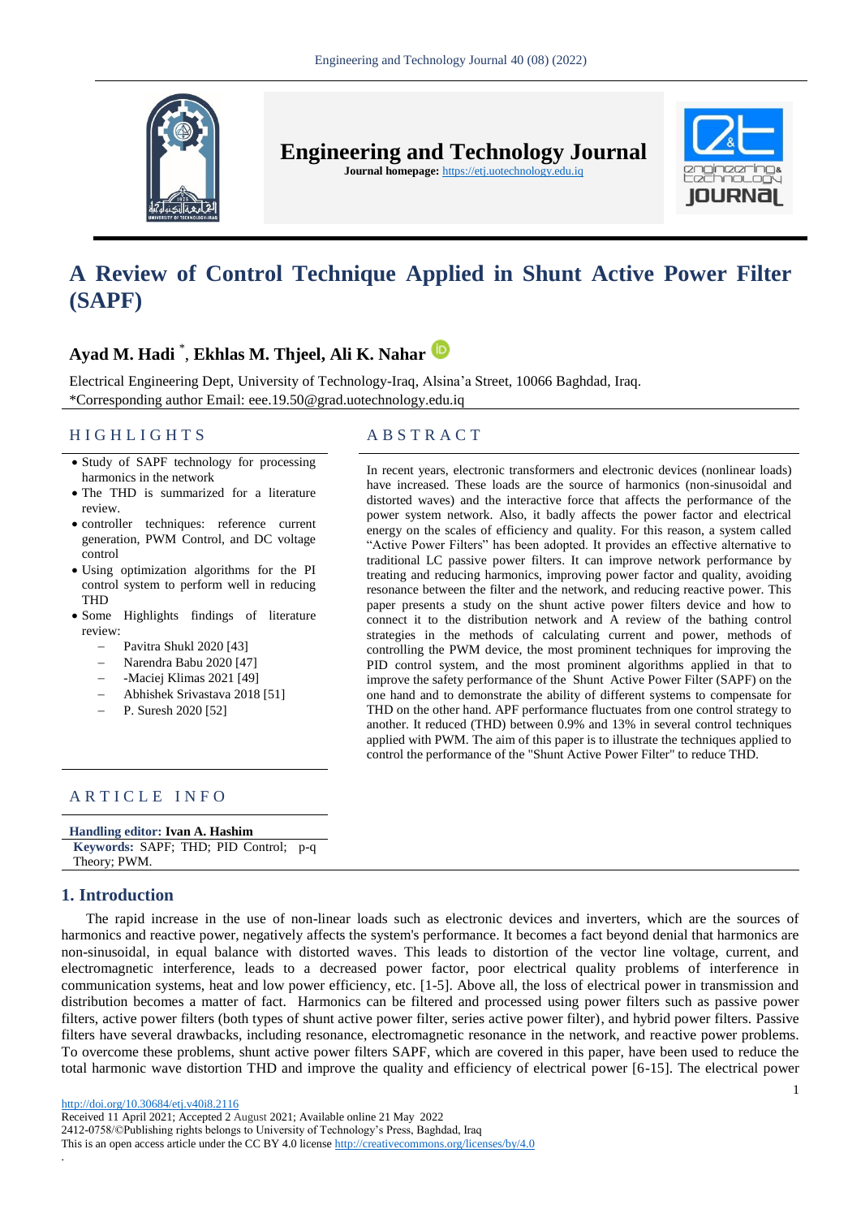# A Review of Control Technique Applied in Shunt Active Power Filter (SAPF)

**Ayad M. Hadi** *, **Ekhlas M. Thjeel, Ali K. Nahar**

Electrical Engineering Dept, University of Technology-Iraq, Alsina'a Street, 10066 Baghdad, Iraq.
*Corresponding author Email: eee.19.50@grad.uotechnology.edu.iq

## HIGHLIGHTS

- Study of SAPF technology for processing harmonics in the network
- The THD is summarized for a literature review.
- controller techniques: reference current generation, PWM Control, and DC voltage control
- Using optimization algorithms for the PI control system to perform well in reducing THD
- Some Highlights findings of literature review:
  - Pavitra Shukl 2020 [43]
  - Narendra Babu 2020 [47]
  - -Maciej Klimas 2021 [49]
  - Abhishek Srivastava 2018 [51]
  - P. Suresh 2020 [52]

## ABSTRACT

In recent years, electronic transformers and electronic devices (nonlinear loads) have increased. These loads are the source of harmonics (non-sinusoidal and distorted waves) and the interactive force that affects the performance of the power system network. Also, it badly affects the power factor and electrical energy on the scales of efficiency and quality. For this reason, a system called "Active Power Filters" has been adopted. It provides an effective alternative to traditional LC passive power filters. It can improve network performance by treating and reducing harmonics, improving power factor and quality, avoiding resonance between the filter and the network, and reducing reactive power. This paper presents a study on the shunt active power filters device and how to connect it to the distribution network and A review of the bathing control strategies in the methods of calculating current and power, methods of controlling the PWM device, the most prominent techniques for improving the PID control system, and the most prominent algorithms applied in that to improve the safety performance of the Shunt Active Power Filter (SAPF) on the one hand and to demonstrate the ability of different systems to compensate for THD on the other hand. APF performance fluctuates from one control strategy to another. It reduced (THD) between 0.9% and 13% in several control techniques applied with PWM. The aim of this paper is to illustrate the techniques applied to control the performance of the "Shunt Active Power Filter" to reduce THD.

## ARTICLE INFO

**Handling editor:** Ivan A. Hashim

**Keywords:** SAPF; THD; PID Control; p-q Theory; PWM.

## 1. Introduction

The rapid increase in the use of non-linear loads such as electronic devices and inverters, which are the sources of harmonics and reactive power, negatively affects the system's performance. It becomes a fact beyond denial that harmonics are non-sinusoidal, in equal balance with distorted waves. This leads to distortion of the vector line voltage, current, and electromagnetic interference, leads to a decreased power factor, poor electrical quality problems of interference in communication systems, heat and low power efficiency, etc. [1-5]. Above all, the loss of electrical power in transmission and distribution becomes a matter of fact. Harmonics can be filtered and processed using power filters such as passive power filters, active power filters (both types of shunt active power filter, series active power filter), and hybrid power filters. Passive filters have several drawbacks, including resonance, electromagnetic resonance in the network, and reactive power problems. To overcome these problems, shunt active power filters SAPF, which are covered in this paper, have been used to reduce the total harmonic wave distortion THD and improve the quality and efficiency of electrical power [6-15]. The electrical power

http://doi.org/10.30684/etj.v40i8.2116
Received 11 April 2021; Accepted 2 August 2021; Available online 21 May 2022
2412-0758/©Publishing rights belongs to University of Technology's Press, Baghdad, Iraq
This is an open access article under the CC BY 4.0 license http://creativecommons.org/licenses/by/4.0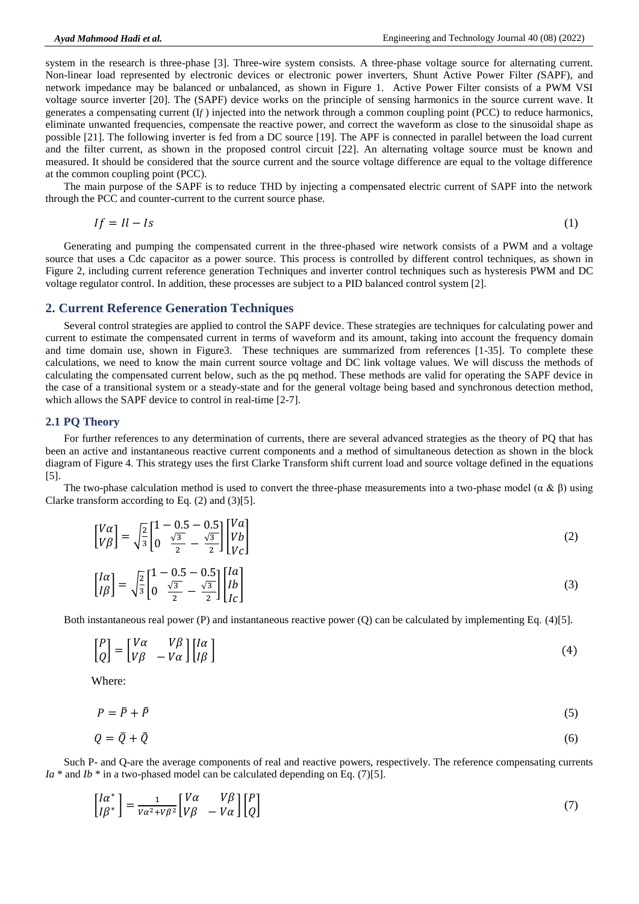system in the research is three-phase [3]. Three-wire system consists. A three-phase voltage source for alternating current. Non-linear load represented by electronic devices or electronic power inverters, Shunt Active Power Filter *(*SAPF), and network impedance may be balanced or unbalanced, as shown in Figure 1. Active Power Filter consists of a PWM VSI voltage source inverter [20]. The (SAPF) device works on the principle of sensing harmonics in the source current wave. It generates a compensating current (I*f* ) injected into the network through a common coupling point (PCC) to reduce harmonics, eliminate unwanted frequencies, compensate the reactive power, and correct the waveform as close to the sinusoidal shape as possible [21]. The following inverter is fed from a DC source [19]. The APF is connected in parallel between the load current and the filter current, as shown in the proposed control circuit [22]. An alternating voltage source must be known and measured. It should be considered that the source current and the source voltage difference are equal to the voltage difference at the common coupling point (PCC).

The main purpose of the SAPF is to reduce THD by injecting a compensated electric current of SAPF into the network through the PCC and counter-current to the current source phase.

$$If = Il - Is \tag{1}$$

Generating and pumping the compensated current in the three-phased wire network consists of a PWM and a voltage source that uses a Cdc capacitor as a power source. This process is controlled by different control techniques, as shown in Figure 2, including current reference generation Techniques and inverter control techniques such as hysteresis PWM and DC voltage regulator control. In addition, these processes are subject to a PID balanced control system [2].

## 2. Current Reference Generation Techniques

Several control strategies are applied to control the SAPF device. These strategies are techniques for calculating power and current to estimate the compensated current in terms of waveform and its amount, taking into account the frequency domain and time domain use, shown in Figure3. These techniques are summarized from references [1-35]. To complete these calculations, we need to know the main current source voltage and DC link voltage values. We will discuss the methods of calculating the compensated current below, such as the pq method. These methods are valid for operating the SAPF device in the case of a transitional system or a steady-state and for the general voltage being based and synchronous detection method, which allows the SAPF device to control in real-time [2-7].

### 2.1 PQ Theory

For further references to any determination of currents, there are several advanced strategies as the theory of PQ that has been an active and instantaneous reactive current components and a method of simultaneous detection as shown in the block diagram of Figure 4. This strategy uses the first Clarke Transform shift current load and source voltage defined in the equations [5].

The two-phase calculation method is used to convert the three-phase measurements into a two-phase model (α & β) using Clarke transform according to Eq. (2) and (3)[5].

$$\begin{bmatrix} V\alpha \\ V\beta \end{bmatrix} = \sqrt{\frac{2}{3}} \begin{bmatrix} 1 & -0.5 & -0.5 \\ 0 & \frac{\sqrt{3}}{2} & -\frac{\sqrt{3}}{2} \end{bmatrix} \begin{bmatrix} Va \\ Vb \\ Vc \end{bmatrix} \tag{2}$$

$$\begin{bmatrix} I\alpha \\ I\beta \end{bmatrix} = \sqrt{\frac{2}{3}} \begin{bmatrix} 1 & -0.5 & -0.5 \\ 0 & \frac{\sqrt{3}}{2} & -\frac{\sqrt{3}}{2} \end{bmatrix} \begin{bmatrix} Ia \\ Ib \\ Ic \end{bmatrix} \tag{3}$$

Both instantaneous real power (P) and instantaneous reactive power (Q) can be calculated by implementing Eq. (4)[5].

$$\begin{bmatrix} P \\ Q \end{bmatrix} = \begin{bmatrix} V\alpha & V\beta \\ V\beta & -V\alpha \end{bmatrix} \begin{bmatrix} I\alpha \\ I\beta \end{bmatrix} \tag{4}$$

Where:

$$P = \bar{P} + \tilde{P} \tag{5}$$

$$Q = \bar{Q} + \tilde{Q} \tag{6}$$

Such P- and Q-are the average components of real and reactive powers, respectively. The reference compensating currents $Ia^*$ and $Ib^*$ in a two-phased model can be calculated depending on Eq. (7)[5].

$$\begin{bmatrix} I\alpha^* \\ I\beta^* \end{bmatrix} = \frac{1}{V\alpha^2 + V\beta^2} \begin{bmatrix} V\alpha & V\beta \\ V\beta & -V\alpha \end{bmatrix} \begin{bmatrix} P \\ Q \end{bmatrix} \tag{7}$$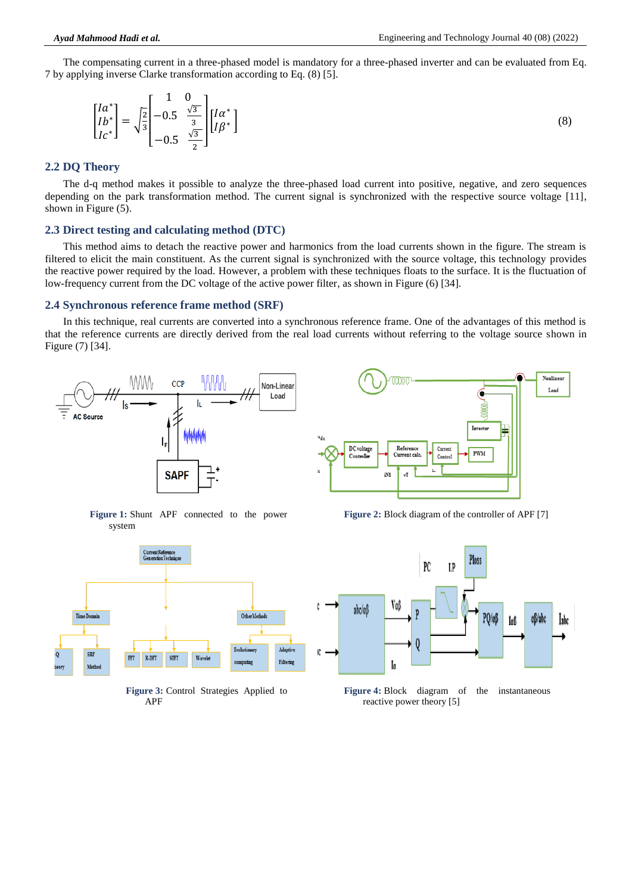The compensating current in a three-phased model is mandatory for a three-phased inverter and can be evaluated from Eq. 7 by applying inverse Clarke transformation according to Eq. (8) [5].

$$\begin{bmatrix} Ia^* \\ Ib^* \\ Ic^* \end{bmatrix} = \sqrt{\frac{2}{3}} \begin{bmatrix} 1 & 0 \\ -0.5 & \frac{\sqrt{3}}{3} \\ -0.5 & \frac{\sqrt{3}}{2} \end{bmatrix} \begin{bmatrix} I\alpha^* \\ I\beta^* \end{bmatrix} \tag{8}$$

## 2.2 DQ Theory

The d-q method makes it possible to analyze the three-phased load current into positive, negative, and zero sequences depending on the park transformation method. The current signal is synchronized with the respective source voltage [11], shown in Figure (5).

## 2.3 Direct testing and calculating method (DTC)

This method aims to detach the reactive power and harmonics from the load currents shown in the figure. The stream is filtered to elicit the main constituent. As the current signal is synchronized with the source voltage, this technology provides the reactive power required by the load. However, a problem with these techniques floats to the surface. It is the fluctuation of low-frequency current from the DC voltage of the active power filter, as shown in Figure (6) [34].

## 2.4 Synchronous reference frame method (SRF)

In this technique, real currents are converted into a synchronous reference frame. One of the advantages of this method is that the reference currents are directly derived from the real load currents without referring to the voltage source shown in Figure (7) [34].

**Figure 1:** Shunt APF connected to the power system

**Figure 2:** Block diagram of the controller of APF [7]

**Figure 3:** Control Strategies Applied to APF

**Figure 4:** Block diagram of the instantaneous reactive power theory [5]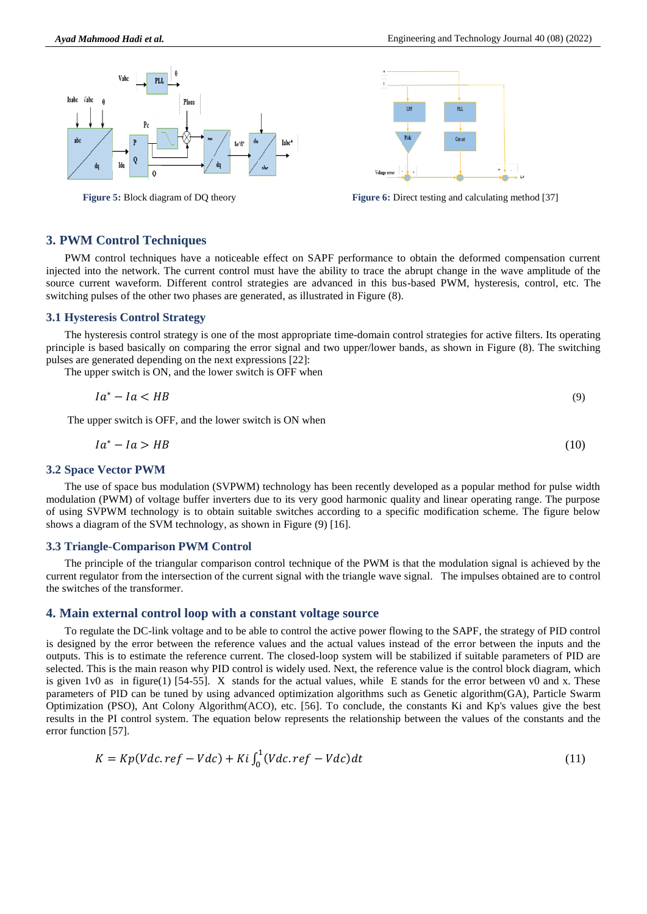**Figure 5:** Block diagram of DQ theory

**Figure 6:** Direct testing and calculating method [37]

## 3. PWM Control Techniques

PWM control techniques have a noticeable effect on SAPF performance to obtain the deformed compensation current injected into the network. The current control must have the ability to trace the abrupt change in the wave amplitude of the source current waveform. Different control strategies are advanced in this bus-based PWM, hysteresis, control, etc. The switching pulses of the other two phases are generated, as illustrated in Figure (8).

### 3.1 Hysteresis Control Strategy

The hysteresis control strategy is one of the most appropriate time-domain control strategies for active filters. Its operating principle is based basically on comparing the error signal and two upper/lower bands, as shown in Figure (8). The switching pulses are generated depending on the next expressions [22]:

The upper switch is ON, and the lower switch is OFF when

$$Ia^* - Ia < HB \tag{9}$$

The upper switch is OFF, and the lower switch is ON when

$$Ia^* - Ia > HB \tag{10}$$

### 3.2 Space Vector PWM

The use of space bus modulation (SVPWM) technology has been recently developed as a popular method for pulse width modulation (PWM) of voltage buffer inverters due to its very good harmonic quality and linear operating range. The purpose of using SVPWM technology is to obtain suitable switches according to a specific modification scheme. The figure below shows a diagram of the SVM technology, as shown in Figure (9) [16].

### 3.3 Triangle-Comparison PWM Control

The principle of the triangular comparison control technique of the PWM is that the modulation signal is achieved by the current regulator from the intersection of the current signal with the triangle wave signal. The impulses obtained are to control the switches of the transformer.

## 4. Main external control loop with a constant voltage source

To regulate the DC-link voltage and to be able to control the active power flowing to the SAPF, the strategy of PID control is designed by the error between the reference values and the actual values instead of the error between the inputs and the outputs. This is to estimate the reference current. The closed-loop system will be stabilized if suitable parameters of PID are selected. This is the main reason why PID control is widely used. Next, the reference value is the control block diagram, which is given 1v0 as in figure(1) [54-55]. X stands for the actual values, while E stands for the error between v0 and x. These parameters of PID can be tuned by using advanced optimization algorithms such as Genetic algorithm(GA), Particle Swarm Optimization (PSO), Ant Colony Algorithm(ACO), etc. [56]. To conclude, the constants Ki and Kp's values give the best results in the PI control system. The equation below represents the relationship between the values of the constants and the error function [57].

$$K = Kp(Vdc.ref - Vdc) + Ki\int_0^1 (Vdc.ref - Vdc)dt \tag{11}$$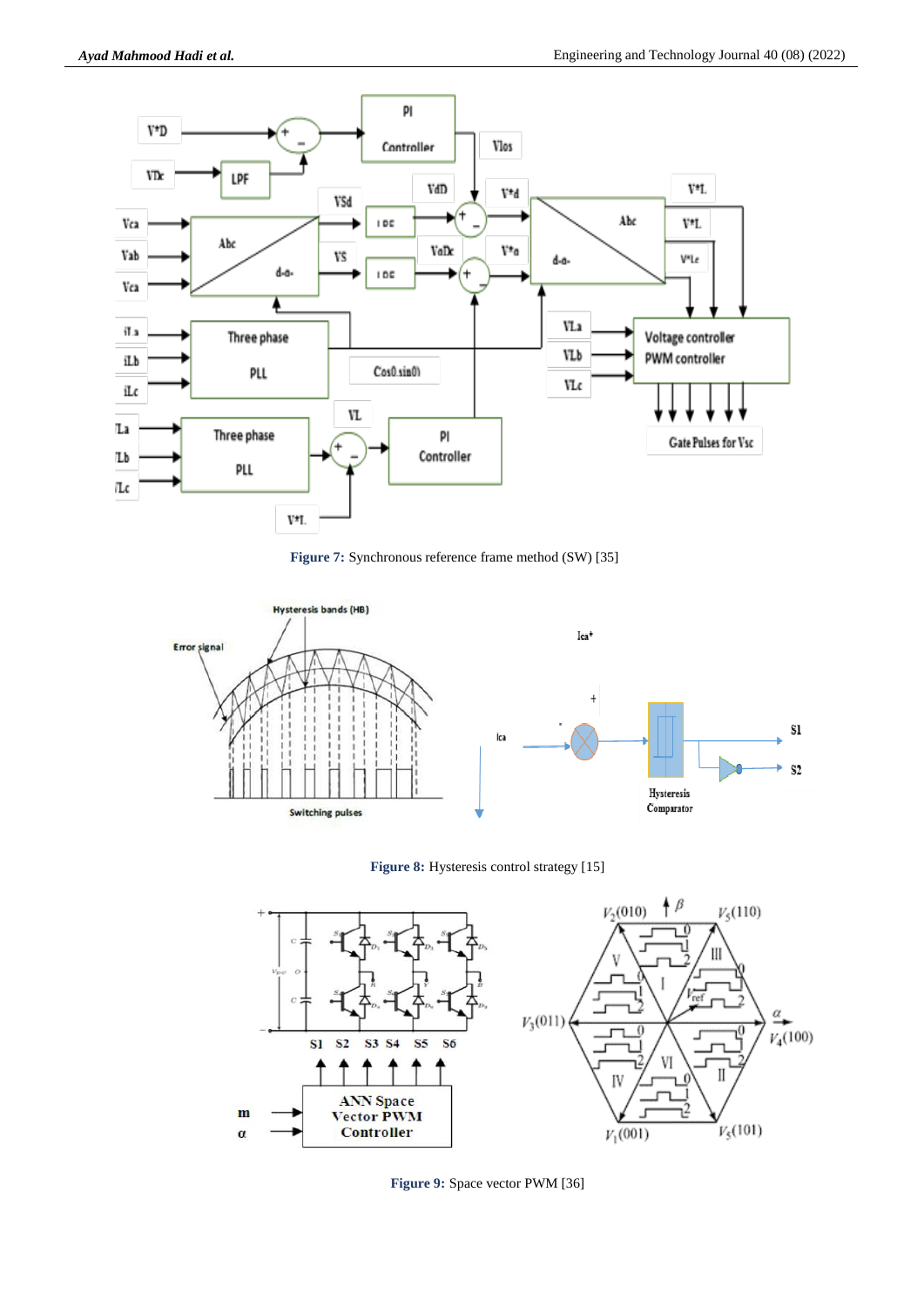**Figure 7:** Synchronous reference frame method (SW) [35]

**Figure 8:** Hysteresis control strategy [15]

**Figure 9:** Space vector PWM [36]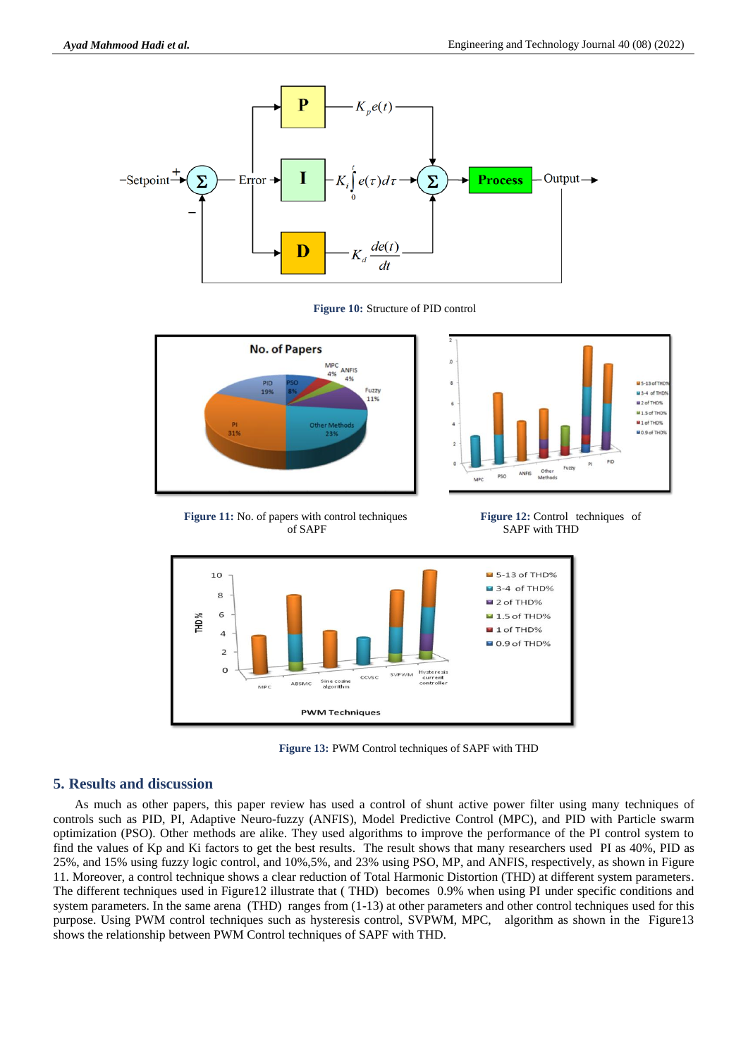**Figure 10:** Structure of PID control

**Figure 11:** No. of papers with control techniques of SAPF

**Figure 12:** Control techniques of SAPF with THD

**Figure 13:** PWM Control techniques of SAPF with THD

## 5. Results and discussion

As much as other papers, this paper review has used a control of shunt active power filter using many techniques of controls such as PID, PI, Adaptive Neuro-fuzzy (ANFIS), Model Predictive Control (MPC), and PID with Particle swarm optimization (PSO). Other methods are alike. They used algorithms to improve the performance of the PI control system to find the values of Kp and Ki factors to get the best results. The result shows that many researchers used PI as 40%, PID as 25%, and 15% using fuzzy logic control, and 10%,5%, and 23% using PSO, MP, and ANFIS, respectively, as shown in Figure 11. Moreover, a control technique shows a clear reduction of Total Harmonic Distortion (THD) at different system parameters. The different techniques used in Figure12 illustrate that ( THD) becomes 0.9% when using PI under specific conditions and system parameters. In the same arena (THD) ranges from (1-13) at other parameters and other control techniques used for this purpose. Using PWM control techniques such as hysteresis control, SVPWM, MPC, algorithm as shown in the Figure13 shows the relationship between PWM Control techniques of SAPF with THD.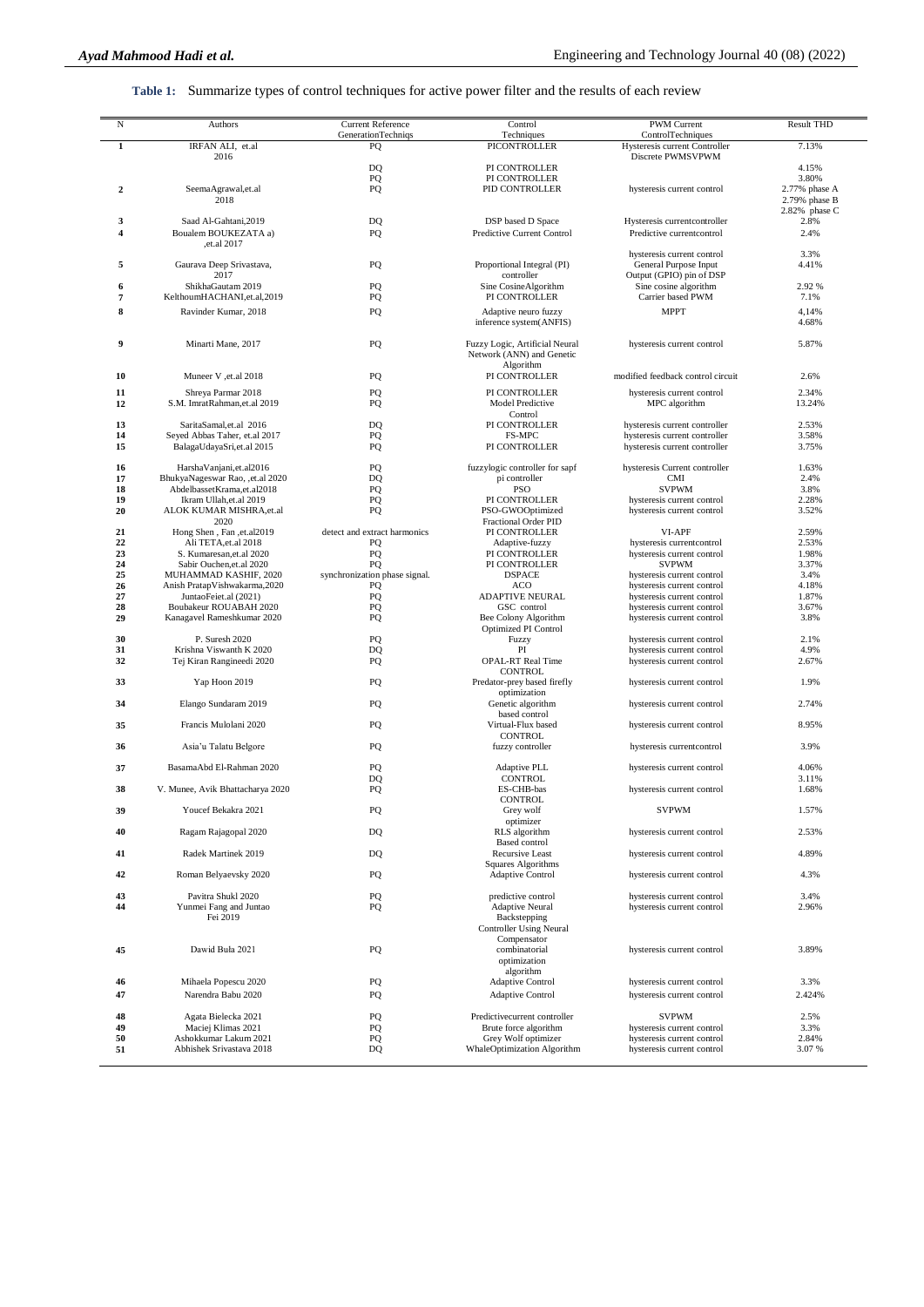**Table 1:** Summarize types of control techniques for active power filter and the results of each review

| N | Authors | Current Reference GenerationTechniqs | Control Techniques | PWM Current ControlTechniques | Result THD |
|---|---|---|---|---|---|
| **1** | IRFAN ALI, et.al 2016 | PQ | PICONTROLLER | Hysteresis current Controller Discrete PWMSVPWM | 7.13% |
| | | DQ | PI CONTROLLER | | 4.15% |
| | | PQ | PI CONTROLLER | | 3.80% |
| **2** | SeemaAgrawal,et.al 2018 | PQ | PID CONTROLLER | hysteresis current control | 2.77% phase A 2.79% phase B 2.82% phase C |
| **3** | Saad Al-Gahtani,2019 | DQ | DSP based D Space | Hysteresis currentcontroller | 2.8% |
| **4** | Boualem BOUKEZATA a) ,et.al 2017 | PQ | Predictive Current Control | Predictive currentcontrol | 2.4% |
| | | | | hysteresis current control | 3.3% |
| **5** | Gaurava Deep Srivastava, 2017 | PQ | Proportional Integral (PI) controller | General Purpose Input Output (GPIO) pin of DSP | 4.41% |
| **6** | ShikhaGautam 2019 | PQ | Sine CosineAlgorithm | Sine cosine algorithm | 2.92 % |
| **7** | KelthoumHACHANI,et.al,2019 | PQ | PI CONTROLLER | Carrier based PWM | 7.1% |
| **8** | Ravinder Kumar, 2018 | PQ | Adaptive neuro fuzzy inference system(ANFIS) | MPPT | 4,14% 4.68% |
| **9** | Minarti Mane, 2017 | PQ | Fuzzy Logic, Artificial Neural Network (ANN) and Genetic Algorithm | hysteresis current control | 5.87% |
| **10** | Muneer V ,et.al 2018 | PQ | PI CONTROLLER | modified feedback control circuit | 2.6% |
| **11** | Shreya Parmar 2018 | PQ | PI CONTROLLER | hysteresis current control | 2.34% |
| **12** | S.M. ImratRahman,et.al 2019 | PQ | Model Predictive Control | MPC algorithm | 13.24% |
| **13** | SaritaSamal,et.al 2016 | DQ | PI CONTROLLER | hysteresis current controller | 2.53% |
| **14** | Seyed Abbas Taher, et.al 2017 | PQ | FS-MPC | hysteresis current controller | 3.58% |
| **15** | BalagaUdayaSri,et.al 2015 | PQ | PI CONTROLLER | hysteresis current controller | 3.75% |
| **16** | HarshaVanjani,et.al2016 | PQ | fuzzylogic controller for sapf | hysteresis Current controller | 1.63% |
| **17** | BhukyaNageswar Rao, ,et.al 2020 | DQ | pi controller | CMI | 2.4% |
| **18** | AbdelbassetKrama,et.al2018 | PQ | PSO | SVPWM | 3.8% |
| **19** | Ikram Ullah,et.al 2019 | PQ | PI CONTROLLER | hysteresis current control | 2.28% |
| **20** | ALOK KUMAR MISHRA,et.al 2020 | PQ | PSO-GWOOptimized Fractional Order PID | hysteresis current control | 3.52% |
| **21** | Hong Shen , Fan ,et.al2019 | detect and extract harmonics | PI CONTROLLER | VI-APF | 2.59% |
| **22** | Ali TETA,et.al 2018 | PQ | Adaptive-fuzzy | hysteresis currentcontrol | 2.53% |
| **23** | S. Kumaresan,et.al 2020 | PQ | PI CONTROLLER | hysteresis current control | 1.98% |
| **24** | Sabir Ouchen,et.al 2020 | PQ | PI CONTROLLER | SVPWM | 3.37% |
| **25** | MUHAMMAD KASHIF, 2020 | synchronization phase signal. | DSPACE | hysteresis current control | 3.4% |
| **26** | Anish PratapVishwakarma,2020 | PQ | ACO | hysteresis current control | 4.18% |
| **27** | JuntaoFeiet.al (2021) | PQ | ADAPTIVE NEURAL | hysteresis current control | 1.87% |
| **28** | Boubakeur ROUABAH 2020 | PQ | GSC control | hysteresis current control | 3.67% |
| **29** | Kanagavel Rameshkumar 2020 | PQ | Bee Colony Algorithm Optimized PI Control | hysteresis current control | 3.8% |
| **30** | P. Suresh 2020 | PQ | Fuzzy | hysteresis current control | 2.1% |
| **31** | Krishna Viswanth K 2020 | DQ | PI | hysteresis current control | 4.9% |
| **32** | Tej Kiran Rangineedi 2020 | PQ | OPAL-RT Real Time CONTROL | hysteresis current control | 2.67% |
| **33** | Yap Hoon 2019 | PQ | Predator-prey based firefly optimization | hysteresis current control | 1.9% |
| **34** | Elango Sundaram 2019 | PQ | Genetic algorithm based control | hysteresis current control | 2.74% |
| **35** | Francis Mulolani 2020 | PQ | Virtual-Flux based CONTROL | hysteresis current control | 8.95% |
| **36** | Asia'u Talatu Belgore | PQ | fuzzy controller | hysteresis currentcontrol | 3.9% |
| **37** | BasamaAbd El-Rahman 2020 | PQ | Adaptive PLL | hysteresis current control | 4.06% |
| | | DQ | CONTROL | | 3.11% |
| **38** | V. Munee, Avik Bhattacharya 2020 | PQ | ES-CHB-bas CONTROL | hysteresis current control | 1.68% |
| **39** | Youcef Bekakra 2021 | PQ | Grey wolf optimizer | SVPWM | 1.57% |
| **40** | Ragam Rajagopal 2020 | DQ | RLS algorithm Based control | hysteresis current control | 2.53% |
| **41** | Radek Martinek 2019 | DQ | Recursive Least Squares Algorithms | hysteresis current control | 4.89% |
| **42** | Roman Belyaevsky 2020 | PQ | Adaptive Control | hysteresis current control | 4.3% |
| **43** | Pavitra Shukl 2020 | PQ | predictive control | hysteresis current control | 3.4% |
| **44** | Yunmei Fang and Juntao Fei 2019 | PQ | Adaptive Neural Backstepping Controller Using Neural Compensator | hysteresis current control | 2.96% |
| **45** | Dawid Buła 2021 | PQ | combinatorial optimization algorithm | hysteresis current control | 3.89% |
| **46** | Mihaela Popescu 2020 | PQ | Adaptive Control | hysteresis current control | 3.3% |
| **47** | Narendra Babu 2020 | PQ | Adaptive Control | hysteresis current control | 2.424% |
| **48** | Agata Bielecka 2021 | PQ | Predictivecurrent controller | SVPWM | 2.5% |
| **49** | Maciej Klimas 2021 | PQ | Brute force algorithm | hysteresis current control | 3.3% |
| **50** | Ashokkumar Lakum 2021 | PQ | Grey Wolf optimizer | hysteresis current control | 2.84% |
| **51** | Abhishek Srivastava 2018 | DQ | WhaleOptimization Algorithm | hysteresis current control | 3.07 % |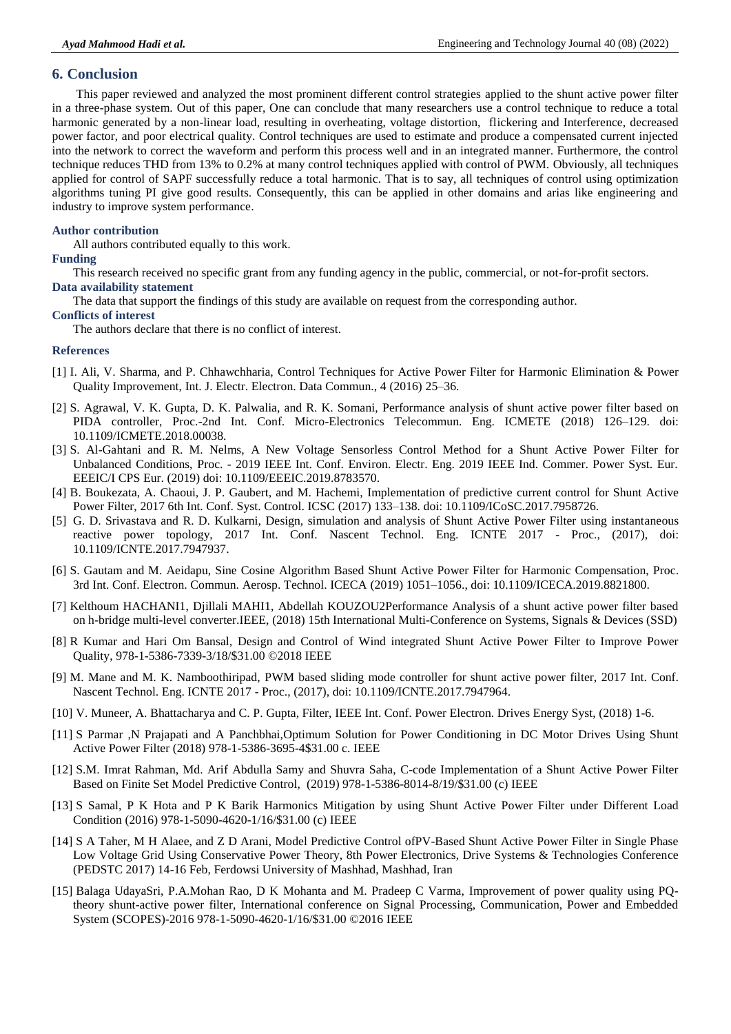## 6. Conclusion

This paper reviewed and analyzed the most prominent different control strategies applied to the shunt active power filter in a three-phase system. Out of this paper, One can conclude that many researchers use a control technique to reduce a total harmonic generated by a non-linear load, resulting in overheating, voltage distortion, flickering and Interference, decreased power factor, and poor electrical quality. Control techniques are used to estimate and produce a compensated current injected into the network to correct the waveform and perform this process well and in an integrated manner. Furthermore, the control technique reduces THD from 13% to 0.2% at many control techniques applied with control of PWM. Obviously, all techniques applied for control of SAPF successfully reduce a total harmonic. That is to say, all techniques of control using optimization algorithms tuning PI give good results. Consequently, this can be applied in other domains and arias like engineering and industry to improve system performance.

#### Author contribution

All authors contributed equally to this work.

#### Funding

This research received no specific grant from any funding agency in the public, commercial, or not-for-profit sectors.

#### Data availability statement

The data that support the findings of this study are available on request from the corresponding author.

#### Conflicts of interest

The authors declare that there is no conflict of interest.

#### References

[1] I. Ali, V. Sharma, and P. Chhawchharia, Control Techniques for Active Power Filter for Harmonic Elimination & Power Quality Improvement, Int. J. Electr. Electron. Data Commun., 4 (2016) 25–36.

[2] S. Agrawal, V. K. Gupta, D. K. Palwalia, and R. K. Somani, Performance analysis of shunt active power filter based on PIDA controller, Proc.-2nd Int. Conf. Micro-Electronics Telecommun. Eng. ICMETE (2018) 126–129. doi: 10.1109/ICMETE.2018.00038.

[3] S. Al-Gahtani and R. M. Nelms, A New Voltage Sensorless Control Method for a Shunt Active Power Filter for Unbalanced Conditions, Proc. - 2019 IEEE Int. Conf. Environ. Electr. Eng. 2019 IEEE Ind. Commer. Power Syst. Eur. EEEIC/I CPS Eur. (2019) doi: 10.1109/EEEIC.2019.8783570.

[4] B. Boukezata, A. Chaoui, J. P. Gaubert, and M. Hachemi, Implementation of predictive current control for Shunt Active Power Filter, 2017 6th Int. Conf. Syst. Control. ICSC (2017) 133–138. doi: 10.1109/ICoSC.2017.7958726.

[5] G. D. Srivastava and R. D. Kulkarni, Design, simulation and analysis of Shunt Active Power Filter using instantaneous reactive power topology, 2017 Int. Conf. Nascent Technol. Eng. ICNTE 2017 - Proc., (2017), doi: 10.1109/ICNTE.2017.7947937.

[6] S. Gautam and M. Aeidapu, Sine Cosine Algorithm Based Shunt Active Power Filter for Harmonic Compensation, Proc. 3rd Int. Conf. Electron. Commun. Aerosp. Technol. ICECA (2019) 1051–1056., doi: 10.1109/ICECA.2019.8821800.

[7] Kelthoum HACHANI1, Djillali MAHI1, Abdellah KOUZOU2Performance Analysis of a shunt active power filter based on h-bridge multi-level converter.IEEE, (2018) 15th International Multi-Conference on Systems, Signals & Devices (SSD)

[8] R Kumar and Hari Om Bansal, Design and Control of Wind integrated Shunt Active Power Filter to Improve Power Quality, 978-1-5386-7339-3/18/$31.00 ©2018 IEEE

[9] M. Mane and M. K. Namboothiripad, PWM based sliding mode controller for shunt active power filter, 2017 Int. Conf. Nascent Technol. Eng. ICNTE 2017 - Proc., (2017), doi: 10.1109/ICNTE.2017.7947964.

[10] V. Muneer, A. Bhattacharya and C. P. Gupta, Filter, IEEE Int. Conf. Power Electron. Drives Energy Syst, (2018) 1-6.

[11] S Parmar ,N Prajapati and A Panchbhai,Optimum Solution for Power Conditioning in DC Motor Drives Using Shunt Active Power Filter (2018) 978-1-5386-3695-4$31.00 c. IEEE

[12] S.M. Imrat Rahman, Md. Arif Abdulla Samy and Shuvra Saha, C-code Implementation of a Shunt Active Power Filter Based on Finite Set Model Predictive Control, (2019) 978-1-5386-8014-8/19/$31.00 (c) IEEE

[13] S Samal, P K Hota and P K Barik Harmonics Mitigation by using Shunt Active Power Filter under Different Load Condition (2016) 978-1-5090-4620-1/16/$31.00 (c) IEEE

[14] S A Taher, M H Alaee, and Z D Arani, Model Predictive Control ofPV-Based Shunt Active Power Filter in Single Phase Low Voltage Grid Using Conservative Power Theory, 8th Power Electronics, Drive Systems & Technologies Conference (PEDSTC 2017) 14-16 Feb, Ferdowsi University of Mashhad, Mashhad, Iran

[15] Balaga UdayaSri, P.A.Mohan Rao, D K Mohanta and M. Pradeep C Varma, Improvement of power quality using PQ-theory shunt-active power filter, International conference on Signal Processing, Communication, Power and Embedded System (SCOPES)-2016 978-1-5090-4620-1/16/$31.00 ©2016 IEEE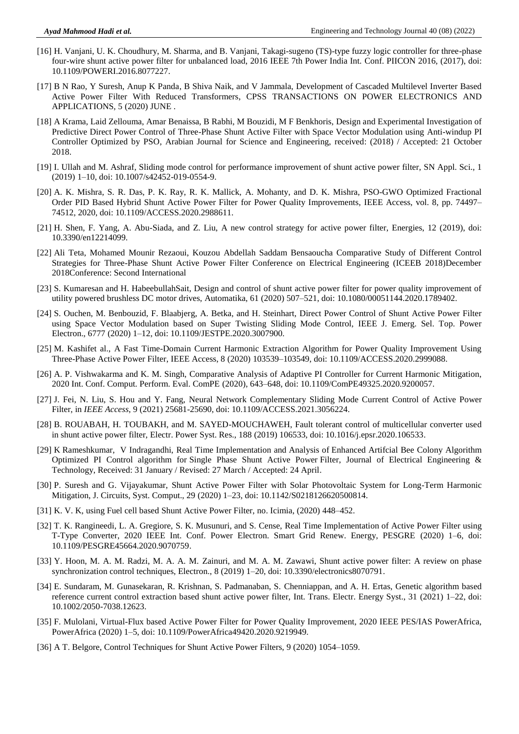[16] H. Vanjani, U. K. Choudhury, M. Sharma, and B. Vanjani, Takagi-sugeno (TS)-type fuzzy logic controller for three-phase four-wire shunt active power filter for unbalanced load, 2016 IEEE 7th Power India Int. Conf. PIICON 2016, (2017), doi: 10.1109/POWERI.2016.8077227.

[17] B N Rao, Y Suresh, Anup K Panda, B Shiva Naik, and V Jammala, Development of Cascaded Multilevel Inverter Based Active Power Filter With Reduced Transformers, CPSS TRANSACTIONS ON POWER ELECTRONICS AND APPLICATIONS, 5 (2020) JUNE .

[18] A Krama, Laid Zellouma, Amar Benaissa, B Rabhi, M Bouzidi, M F Benkhoris, Design and Experimental Investigation of Predictive Direct Power Control of Three-Phase Shunt Active Filter with Space Vector Modulation using Anti-windup PI Controller Optimized by PSO, Arabian Journal for Science and Engineering, received: (2018) / Accepted: 21 October 2018.

[19] I. Ullah and M. Ashraf, Sliding mode control for performance improvement of shunt active power filter, SN Appl. Sci., 1 (2019) 1–10, doi: 10.1007/s42452-019-0554-9.

[20] A. K. Mishra, S. R. Das, P. K. Ray, R. K. Mallick, A. Mohanty, and D. K. Mishra, PSO-GWO Optimized Fractional Order PID Based Hybrid Shunt Active Power Filter for Power Quality Improvements, IEEE Access, vol. 8, pp. 74497–74512, 2020, doi: 10.1109/ACCESS.2020.2988611.

[21] H. Shen, F. Yang, A. Abu-Siada, and Z. Liu, A new control strategy for active power filter, Energies, 12 (2019), doi: 10.3390/en12214099.

[22] Ali Teta, Mohamed Mounir Rezaoui, Kouzou Abdellah Saddam Bensaoucha Comparative Study of Different Control Strategies for Three-Phase Shunt Active Power Filter Conference on Electrical Engineering (ICEEB 2018)December 2018Conference: Second International

[23] S. Kumaresan and H. HabeebullahSait, Design and control of shunt active power filter for power quality improvement of utility powered brushless DC motor drives, Automatika, 61 (2020) 507–521, doi: 10.1080/00051144.2020.1789402.

[24] S. Ouchen, M. Benbouzid, F. Blaabjerg, A. Betka, and H. Steinhart, Direct Power Control of Shunt Active Power Filter using Space Vector Modulation based on Super Twisting Sliding Mode Control, IEEE J. Emerg. Sel. Top. Power Electron., 6777 (2020) 1–12, doi: 10.1109/JESTPE.2020.3007900.

[25] M. Kashifet al., A Fast Time-Domain Current Harmonic Extraction Algorithm for Power Quality Improvement Using Three-Phase Active Power Filter, IEEE Access, 8 (2020) 103539–103549, doi: 10.1109/ACCESS.2020.2999088.

[26] A. P. Vishwakarma and K. M. Singh, Comparative Analysis of Adaptive PI Controller for Current Harmonic Mitigation, 2020 Int. Conf. Comput. Perform. Eval. ComPE (2020), 643–648, doi: 10.1109/ComPE49325.2020.9200057.

[27] J. Fei, N. Liu, S. Hou and Y. Fang, Neural Network Complementary Sliding Mode Current Control of Active Power Filter, in *IEEE Access*, 9 (2021) 25681-25690, doi: 10.1109/ACCESS.2021.3056224.

[28] B. ROUABAH, H. TOUBAKH, and M. SAYED-MOUCHAWEH, Fault tolerant control of multicellular converter used in shunt active power filter, Electr. Power Syst. Res., 188 (2019) 106533, doi: 10.1016/j.epsr.2020.106533.

[29] K Rameshkumar, V Indragandhi, Real Time Implementation and Analysis of Enhanced Artifcial Bee Colony Algorithm Optimized PI Control algorithm for Single Phase Shunt Active Power Filter, Journal of Electrical Engineering & Technology, Received: 31 January / Revised: 27 March / Accepted: 24 April.

[30] P. Suresh and G. Vijayakumar, Shunt Active Power Filter with Solar Photovoltaic System for Long-Term Harmonic Mitigation, J. Circuits, Syst. Comput., 29 (2020) 1–23, doi: 10.1142/S0218126620500814.

[31] K. V. K, using Fuel cell based Shunt Active Power Filter, no. Icimia, (2020) 448–452.

[32] T. K. Rangineedi, L. A. Gregiore, S. K. Musunuri, and S. Cense, Real Time Implementation of Active Power Filter using T-Type Converter, 2020 IEEE Int. Conf. Power Electron. Smart Grid Renew. Energy, PESGRE (2020) 1–6, doi: 10.1109/PESGRE45664.2020.9070759.

[33] Y. Hoon, M. A. M. Radzi, M. A. A. M. Zainuri, and M. A. M. Zawawi, Shunt active power filter: A review on phase synchronization control techniques, Electron., 8 (2019) 1–20, doi: 10.3390/electronics8070791.

[34] E. Sundaram, M. Gunasekaran, R. Krishnan, S. Padmanaban, S. Chenniappan, and A. H. Ertas, Genetic algorithm based reference current control extraction based shunt active power filter, Int. Trans. Electr. Energy Syst., 31 (2021) 1–22, doi: 10.1002/2050-7038.12623.

[35] F. Mulolani, Virtual-Flux based Active Power Filter for Power Quality Improvement, 2020 IEEE PES/IAS PowerAfrica, PowerAfrica (2020) 1–5, doi: 10.1109/PowerAfrica49420.2020.9219949.

[36] A T. Belgore, Control Techniques for Shunt Active Power Filters, 9 (2020) 1054–1059.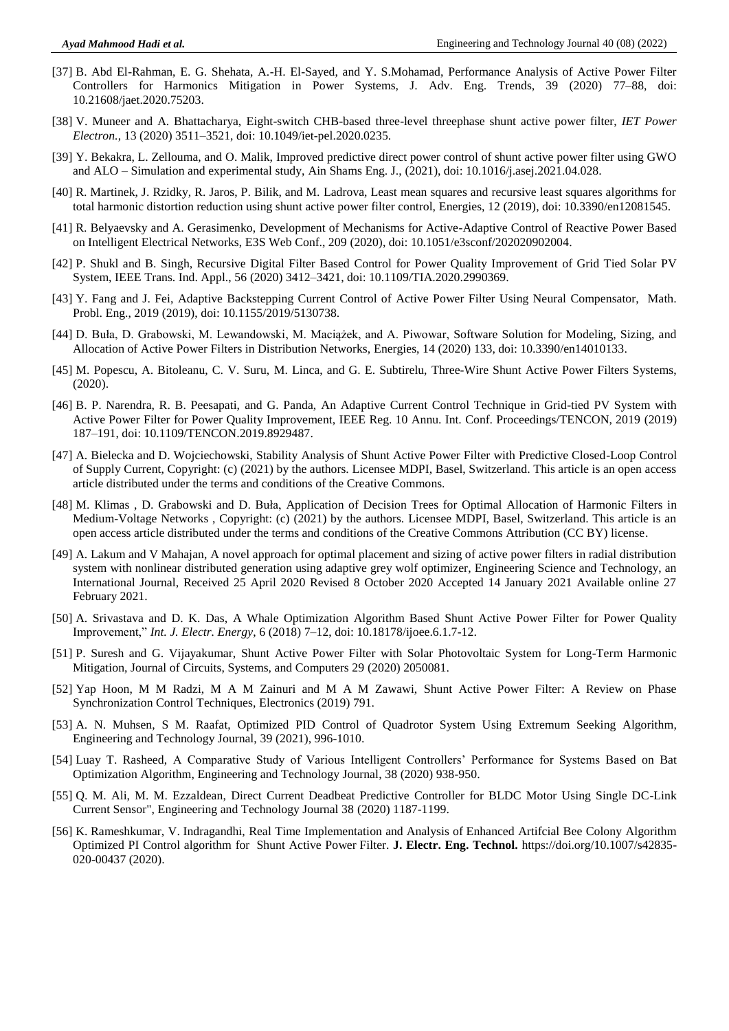[37] B. Abd El-Rahman, E. G. Shehata, A.-H. El-Sayed, and Y. S.Mohamad, Performance Analysis of Active Power Filter Controllers for Harmonics Mitigation in Power Systems, J. Adv. Eng. Trends, 39 (2020) 77–88, doi: 10.21608/jaet.2020.75203.

[38] V. Muneer and A. Bhattacharya, Eight-switch CHB-based three-level threephase shunt active power filter, *IET Power Electron.*, 13 (2020) 3511–3521, doi: 10.1049/iet-pel.2020.0235.

[39] Y. Bekakra, L. Zellouma, and O. Malik, Improved predictive direct power control of shunt active power filter using GWO and ALO – Simulation and experimental study, Ain Shams Eng. J., (2021), doi: 10.1016/j.asej.2021.04.028.

[40] R. Martinek, J. Rzidky, R. Jaros, P. Bilik, and M. Ladrova, Least mean squares and recursive least squares algorithms for total harmonic distortion reduction using shunt active power filter control, Energies, 12 (2019), doi: 10.3390/en12081545.

[41] R. Belyaevsky and A. Gerasimenko, Development of Mechanisms for Active-Adaptive Control of Reactive Power Based on Intelligent Electrical Networks, E3S Web Conf., 209 (2020), doi: 10.1051/e3sconf/202020902004.

[42] P. Shukl and B. Singh, Recursive Digital Filter Based Control for Power Quality Improvement of Grid Tied Solar PV System, IEEE Trans. Ind. Appl., 56 (2020) 3412–3421, doi: 10.1109/TIA.2020.2990369.

[43] Y. Fang and J. Fei, Adaptive Backstepping Current Control of Active Power Filter Using Neural Compensator, Math. Probl. Eng., 2019 (2019), doi: 10.1155/2019/5130738.

[44] D. Buła, D. Grabowski, M. Lewandowski, M. Maciążek, and A. Piwowar, Software Solution for Modeling, Sizing, and Allocation of Active Power Filters in Distribution Networks, Energies, 14 (2020) 133, doi: 10.3390/en14010133.

[45] M. Popescu, A. Bitoleanu, C. V. Suru, M. Linca, and G. E. Subtirelu, Three-Wire Shunt Active Power Filters Systems, (2020).

[46] B. P. Narendra, R. B. Peesapati, and G. Panda, An Adaptive Current Control Technique in Grid-tied PV System with Active Power Filter for Power Quality Improvement, IEEE Reg. 10 Annu. Int. Conf. Proceedings/TENCON, 2019 (2019) 187–191, doi: 10.1109/TENCON.2019.8929487.

[47] A. Bielecka and D. Wojciechowski, Stability Analysis of Shunt Active Power Filter with Predictive Closed-Loop Control of Supply Current, Copyright: (c) (2021) by the authors. Licensee MDPI, Basel, Switzerland. This article is an open access article distributed under the terms and conditions of the Creative Commons.

[48] M. Klimas , D. Grabowski and D. Buła, Application of Decision Trees for Optimal Allocation of Harmonic Filters in Medium-Voltage Networks , Copyright: (c) (2021) by the authors. Licensee MDPI, Basel, Switzerland. This article is an open access article distributed under the terms and conditions of the Creative Commons Attribution (CC BY) license.

[49] A. Lakum and V Mahajan, A novel approach for optimal placement and sizing of active power filters in radial distribution system with nonlinear distributed generation using adaptive grey wolf optimizer, Engineering Science and Technology, an International Journal, Received 25 April 2020 Revised 8 October 2020 Accepted 14 January 2021 Available online 27 February 2021.

[50] A. Srivastava and D. K. Das, A Whale Optimization Algorithm Based Shunt Active Power Filter for Power Quality Improvement," *Int. J. Electr. Energy*, 6 (2018) 7–12, doi: 10.18178/ijoee.6.1.7-12.

[51] P. Suresh and G. Vijayakumar, Shunt Active Power Filter with Solar Photovoltaic System for Long-Term Harmonic Mitigation, Journal of Circuits, Systems, and Computers 29 (2020) 2050081.

[52] Yap Hoon, M M Radzi, M A M Zainuri and M A M Zawawi, Shunt Active Power Filter: A Review on Phase Synchronization Control Techniques, Electronics (2019) 791.

[53] A. N. Muhsen, S M. Raafat, Optimized PID Control of Quadrotor System Using Extremum Seeking Algorithm, Engineering and Technology Journal, 39 (2021), 996-1010.

[54] Luay T. Rasheed, A Comparative Study of Various Intelligent Controllers' Performance for Systems Based on Bat Optimization Algorithm, Engineering and Technology Journal, 38 (2020) 938-950.

[55] Q. M. Ali, M. M. Ezzaldean, Direct Current Deadbeat Predictive Controller for BLDC Motor Using Single DC-Link Current Sensor", Engineering and Technology Journal 38 (2020) 1187-1199.

[56] K. Rameshkumar, V. Indragandhi, Real Time Implementation and Analysis of Enhanced Artifcial Bee Colony Algorithm Optimized PI Control algorithm for Shunt Active Power Filter. **J. Electr. Eng. Technol.** https://doi.org/10.1007/s42835-020-00437 (2020).